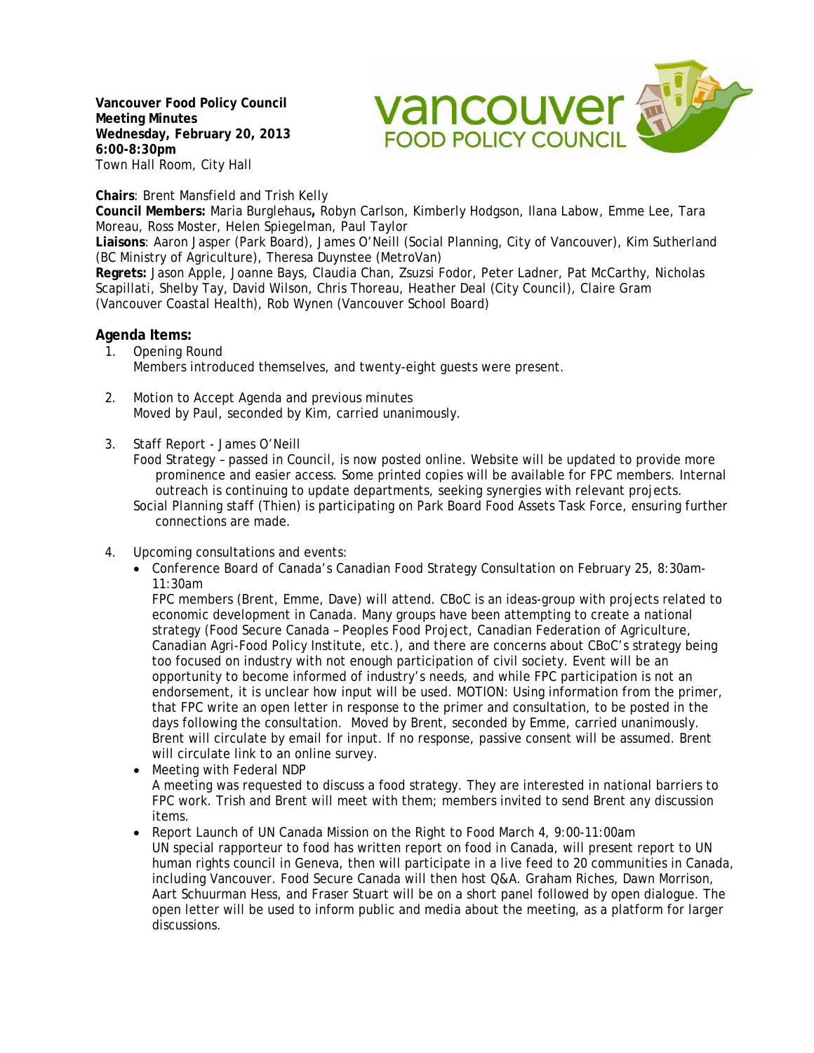**Vancouver Food Policy Council**
**Meeting Minutes**
**Wednesday, February 20, 2013**
**6:00-8:30pm**
Town Hall Room, City Hall

**Chairs**: Brent Mansfield and Trish Kelly
**Council Members:** Maria Burglehaus**,** Robyn Carlson, Kimberly Hodgson, Ilana Labow, Emme Lee, Tara Moreau, Ross Moster, Helen Spiegelman, Paul Taylor
**Liaisons**: Aaron Jasper (Park Board), James O'Neill (Social Planning, City of Vancouver), Kim Sutherland (BC Ministry of Agriculture), Theresa Duynstee (MetroVan)
**Regrets:** Jason Apple, Joanne Bays, Claudia Chan, Zsuzsi Fodor, Peter Ladner, Pat McCarthy, Nicholas Scapillati, Shelby Tay, David Wilson, Chris Thoreau, Heather Deal (City Council), Claire Gram (Vancouver Coastal Health), Rob Wynen (Vancouver School Board)

## Agenda Items:

1. Opening Round
   Members introduced themselves, and twenty-eight guests were present.

2. Motion to Accept Agenda and previous minutes
   Moved by Paul, seconded by Kim, carried unanimously.

3. Staff Report - James O'Neill
   Food Strategy – passed in Council, is now posted online. Website will be updated to provide more prominence and easier access. Some printed copies will be available for FPC members. Internal outreach is continuing to update departments, seeking synergies with relevant projects.
   Social Planning staff (Thien) is participating on Park Board Food Assets Task Force, ensuring further connections are made.

4. Upcoming consultations and events:
   - Conference Board of Canada's Canadian Food Strategy Consultation on February 25, 8:30am-11:30am
     FPC members (Brent, Emme, Dave) will attend. CBoC is an ideas-group with projects related to economic development in Canada. Many groups have been attempting to create a national strategy (Food Secure Canada – Peoples Food Project, Canadian Federation of Agriculture, Canadian Agri-Food Policy Institute, etc.), and there are concerns about CBoC's strategy being too focused on industry with not enough participation of civil society. Event will be an opportunity to become informed of industry's needs, and while FPC participation is not an endorsement, it is unclear how input will be used. MOTION: Using information from the primer, that FPC write an open letter in response to the primer and consultation, to be posted in the days following the consultation. Moved by Brent, seconded by Emme, carried unanimously. Brent will circulate by email for input. If no response, passive consent will be assumed. Brent will circulate link to an online survey.
   - Meeting with Federal NDP
     A meeting was requested to discuss a food strategy. They are interested in national barriers to FPC work. Trish and Brent will meet with them; members invited to send Brent any discussion items.
   - Report Launch of UN Canada Mission on the Right to Food March 4, 9:00-11:00am
     UN special rapporteur to food has written report on food in Canada, will present report to UN human rights council in Geneva, then will participate in a live feed to 20 communities in Canada, including Vancouver. Food Secure Canada will then host Q&A. Graham Riches, Dawn Morrison, Aart Schuurman Hess, and Fraser Stuart will be on a short panel followed by open dialogue. The open letter will be used to inform public and media about the meeting, as a platform for larger discussions.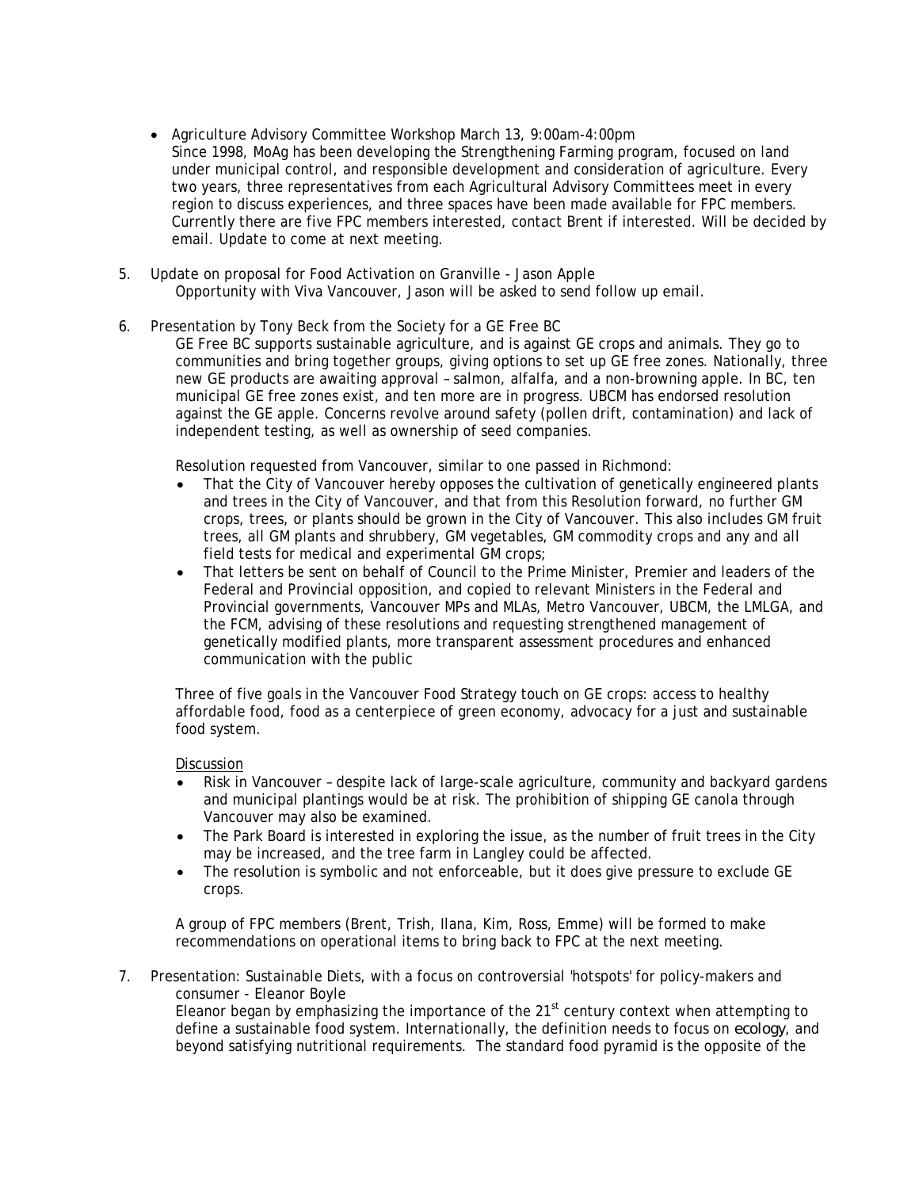- Agriculture Advisory Committee Workshop March 13, 9:00am-4:00pm
  Since 1998, MoAg has been developing the Strengthening Farming program, focused on land under municipal control, and responsible development and consideration of agriculture. Every two years, three representatives from each Agricultural Advisory Committees meet in every region to discuss experiences, and three spaces have been made available for FPC members. Currently there are five FPC members interested, contact Brent if interested. Will be decided by email. Update to come at next meeting.

5. Update on proposal for Food Activation on Granville - Jason Apple
   Opportunity with Viva Vancouver, Jason will be asked to send follow up email.

6. Presentation by Tony Beck from the Society for a GE Free BC
   GE Free BC supports sustainable agriculture, and is against GE crops and animals. They go to communities and bring together groups, giving options to set up GE free zones. Nationally, three new GE products are awaiting approval – salmon, alfalfa, and a non-browning apple. In BC, ten municipal GE free zones exist, and ten more are in progress. UBCM has endorsed resolution against the GE apple. Concerns revolve around safety (pollen drift, contamination) and lack of independent testing, as well as ownership of seed companies.

   Resolution requested from Vancouver, similar to one passed in Richmond:
   - That the City of Vancouver hereby opposes the cultivation of genetically engineered plants and trees in the City of Vancouver, and that from this Resolution forward, no further GM crops, trees, or plants should be grown in the City of Vancouver. This also includes GM fruit trees, all GM plants and shrubbery, GM vegetables, GM commodity crops and any and all field tests for medical and experimental GM crops;
   - That letters be sent on behalf of Council to the Prime Minister, Premier and leaders of the Federal and Provincial opposition, and copied to relevant Ministers in the Federal and Provincial governments, Vancouver MPs and MLAs, Metro Vancouver, UBCM, the LMLGA, and the FCM, advising of these resolutions and requesting strengthened management of genetically modified plants, more transparent assessment procedures and enhanced communication with the public

   Three of five goals in the Vancouver Food Strategy touch on GE crops: access to healthy affordable food, food as a centerpiece of green economy, advocacy for a just and sustainable food system.

   <u>Discussion</u>
   - Risk in Vancouver – despite lack of large-scale agriculture, community and backyard gardens and municipal plantings would be at risk. The prohibition of shipping GE canola through Vancouver may also be examined.
   - The Park Board is interested in exploring the issue, as the number of fruit trees in the City may be increased, and the tree farm in Langley could be affected.
   - The resolution is symbolic and not enforceable, but it does give pressure to exclude GE crops.

   A group of FPC members (Brent, Trish, Ilana, Kim, Ross, Emme) will be formed to make recommendations on operational items to bring back to FPC at the next meeting.

7. Presentation: Sustainable Diets, with a focus on controversial 'hotspots' for policy-makers and consumer - Eleanor Boyle
   Eleanor began by emphasizing the importance of the 21st century context when attempting to define a sustainable food system. Internationally, the definition needs to focus on ecology, and beyond satisfying nutritional requirements. The standard food pyramid is the opposite of the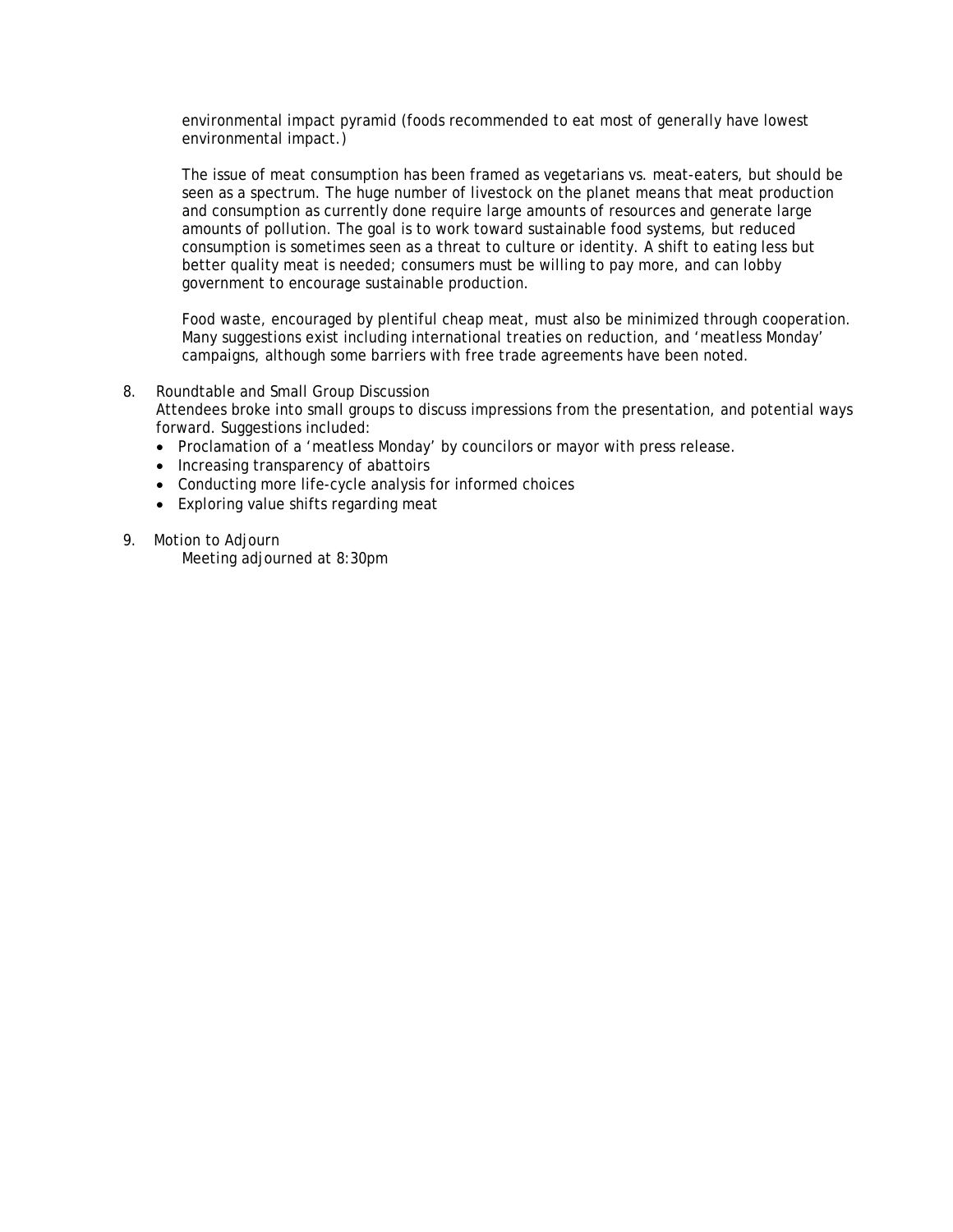environmental impact pyramid (foods recommended to eat most of generally have lowest environmental impact.)

The issue of meat consumption has been framed as vegetarians vs. meat-eaters, but should be seen as a spectrum. The huge number of livestock on the planet means that meat production and consumption as currently done require large amounts of resources and generate large amounts of pollution. The goal is to work toward sustainable food systems, but reduced consumption is sometimes seen as a threat to culture or identity. A shift to eating less but better quality meat is needed; consumers must be willing to pay more, and can lobby government to encourage sustainable production.

Food waste, encouraged by plentiful cheap meat, must also be minimized through cooperation. Many suggestions exist including international treaties on reduction, and 'meatless Monday' campaigns, although some barriers with free trade agreements have been noted.

8. Roundtable and Small Group Discussion

   Attendees broke into small groups to discuss impressions from the presentation, and potential ways forward. Suggestions included:

   - Proclamation of a 'meatless Monday' by councilors or mayor with press release.
   - Increasing transparency of abattoirs
   - Conducting more life-cycle analysis for informed choices
   - Exploring value shifts regarding meat

9. Motion to Adjourn

   Meeting adjourned at 8:30pm